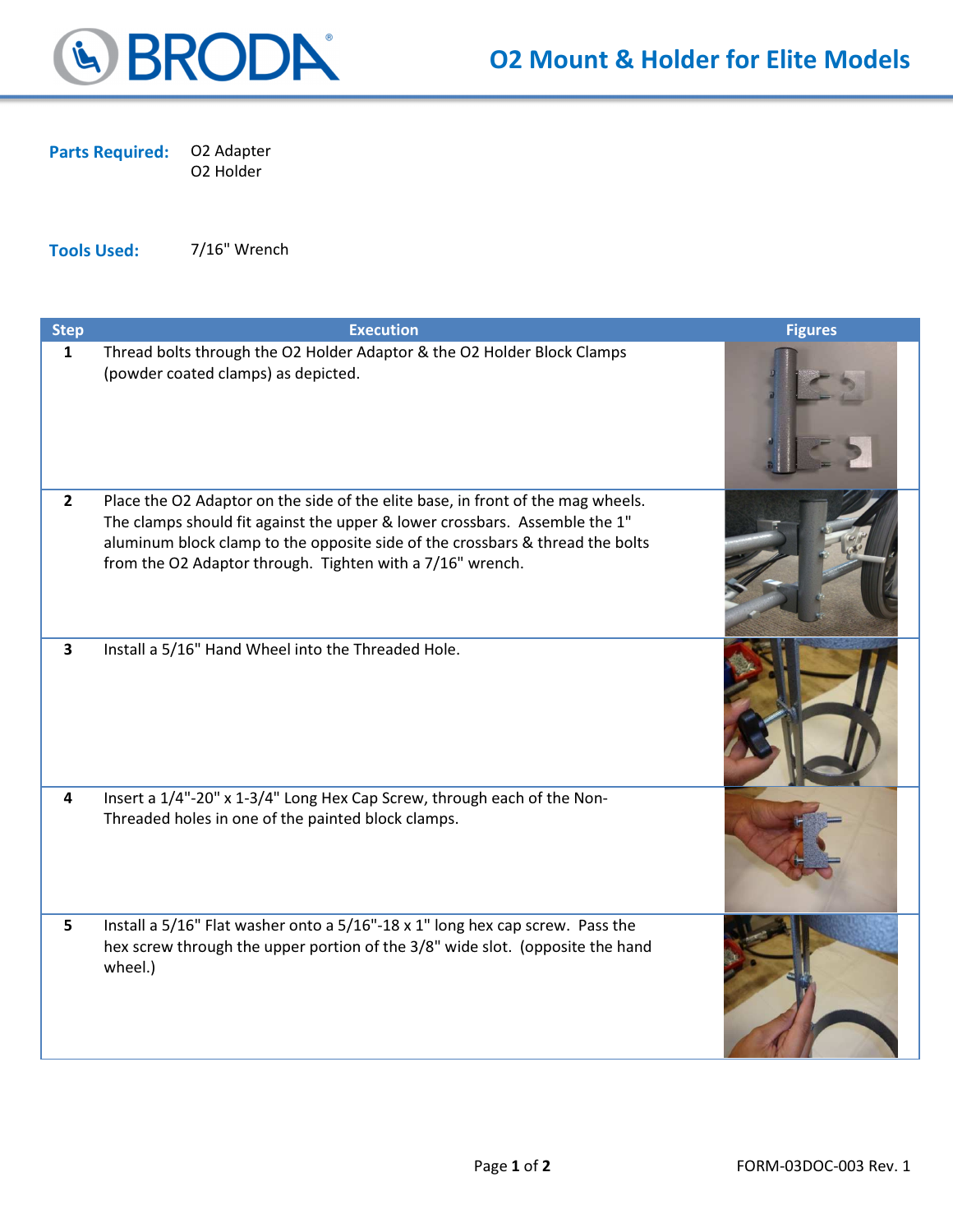# O2 Mount & Holder for Elite Models

**Parts Required:** O2 Adapter
O2 Holder

**Tools Used:** 7/16" Wrench

| Step | Execution | Figures |
|---|---|---|
| 1 | Thread bolts through the O2 Holder Adaptor & the O2 Holder Block Clamps (powder coated clamps) as depicted. | |
| 2 | Place the O2 Adaptor on the side of the elite base, in front of the mag wheels. The clamps should fit against the upper & lower crossbars. Assemble the 1" aluminum block clamp to the opposite side of the crossbars & thread the bolts from the O2 Adaptor through. Tighten with a 7/16" wrench. | |
| 3 | Install a 5/16" Hand Wheel into the Threaded Hole. | |
| 4 | Insert a 1/4"-20" x 1-3/4" Long Hex Cap Screw, through each of the Non-Threaded holes in one of the painted block clamps. | |
| 5 | Install a 5/16" Flat washer onto a 5/16"-18 x 1" long hex cap screw. Pass the hex screw through the upper portion of the 3/8" wide slot. (opposite the hand wheel.) | |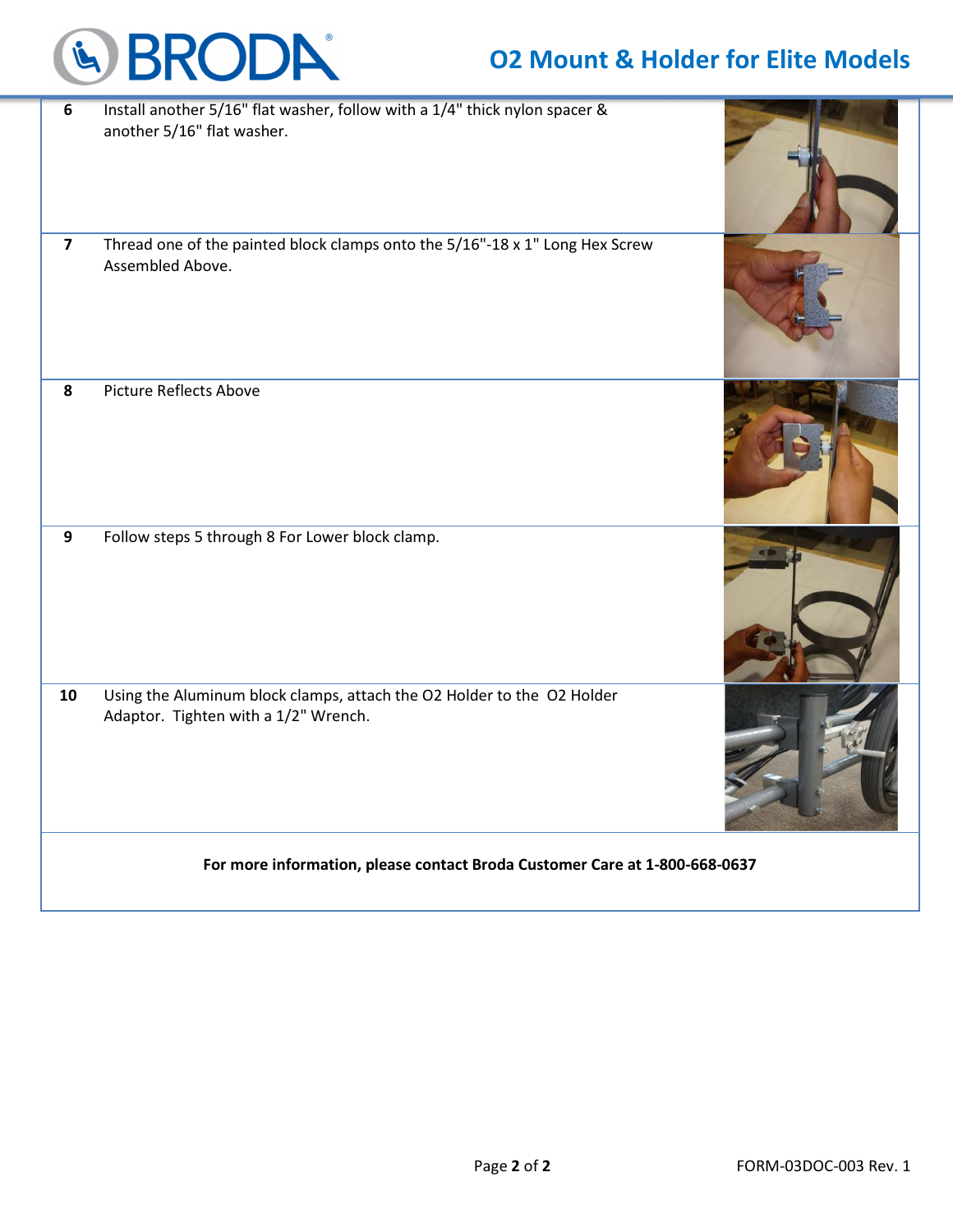| | | |
|---|---|---|
| **6** | Install another 5/16" flat washer, follow with a 1/4" thick nylon spacer & another 5/16" flat washer. | |
| **7** | Thread one of the painted block clamps onto the 5/16"-18 x 1" Long Hex Screw Assembled Above. | |
| **8** | Picture Reflects Above | |
| **9** | Follow steps 5 through 8 For Lower block clamp. | |
| **10** | Using the Aluminum block clamps, attach the O2 Holder to the O2 Holder Adaptor. Tighten with a 1/2" Wrench. | |

**For more information, please contact Broda Customer Care at 1-800-668-0637**

FORM-03DOC-003 Rev. 1